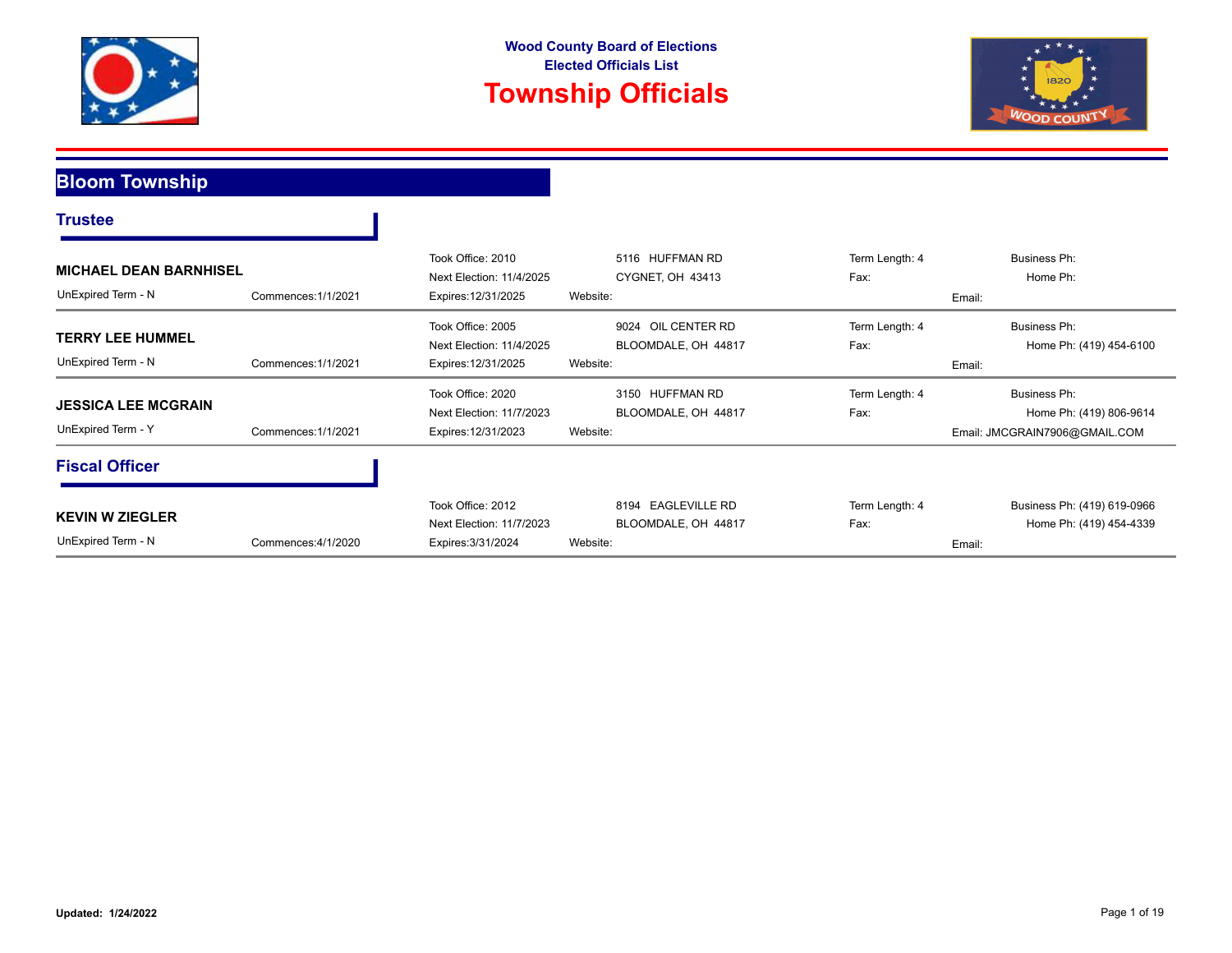**Wood County Board of Elections**
**Elected Officials List**

# Township Officials

## Bloom Township

### Trustee

**MICHAEL DEAN BARNHISEL**

| | |
|---|---|
| UnExpired Term - N | Commences:1/1/2021 |
| Took Office: 2010 | Next Election: 11/4/2025 |
| Expires:12/31/2025 | Website: |
| Address | 5116 HUFFMAN RD, CYGNET, OH 43413 |
| Term Length: 4 | Fax: |
| Business Ph: | Home Ph: |
| Email: | |

**TERRY LEE HUMMEL**

| | |
|---|---|
| UnExpired Term - N | Commences:1/1/2021 |
| Took Office: 2005 | Next Election: 11/4/2025 |
| Expires:12/31/2025 | Website: |
| Address | 9024 OIL CENTER RD, BLOOMDALE, OH 44817 |
| Term Length: 4 | Fax: |
| Business Ph: | Home Ph: (419) 454-6100 |
| Email: | |

**JESSICA LEE MCGRAIN**

| | |
|---|---|
| UnExpired Term - Y | Commences:1/1/2021 |
| Took Office: 2020 | Next Election: 11/7/2023 |
| Expires:12/31/2023 | Website: |
| Address | 3150 HUFFMAN RD, BLOOMDALE, OH 44817 |
| Term Length: 4 | Fax: |
| Business Ph: | Home Ph: (419) 806-9614 |
| Email: JMCGRAIN7906@GMAIL.COM | |

### Fiscal Officer

**KEVIN W ZIEGLER**

| | |
|---|---|
| UnExpired Term - N | Commences:4/1/2020 |
| Took Office: 2012 | Next Election: 11/7/2023 |
| Expires:3/31/2024 | Website: |
| Address | 8194 EAGLEVILLE RD, BLOOMDALE, OH 44817 |
| Term Length: 4 | Fax: |
| Business Ph: (419) 619-0966 | Home Ph: (419) 454-4339 |
| Email: | |

**Updated: 1/24/2022**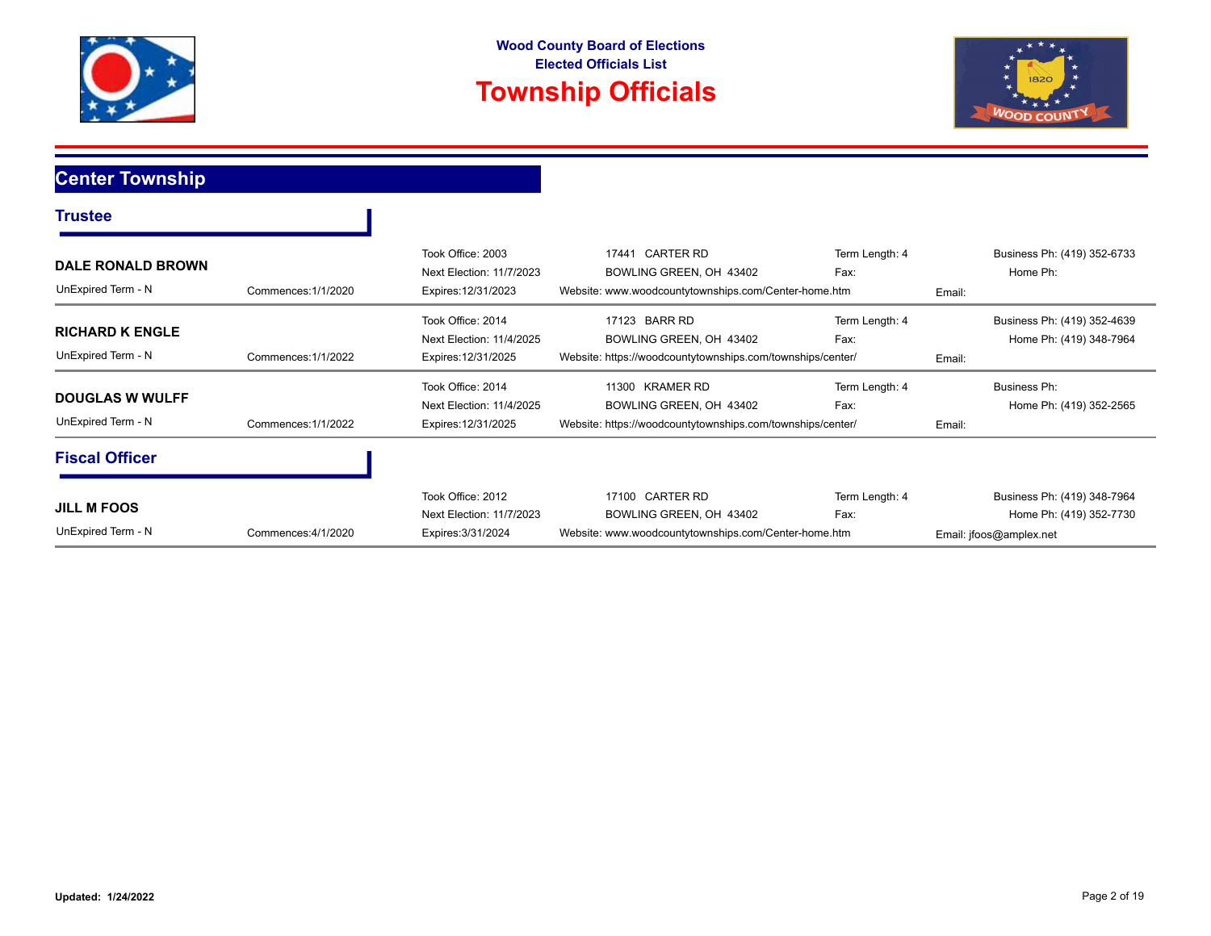**Wood County Board of Elections**
**Elected Officials List**

# Township Officials

## Center Township

### Trustee

**DALE RONALD BROWN**

| | | | | |
|---|---|---|---|---|
| UnExpired Term - N | Took Office: 2003 | 17441 CARTER RD | Term Length: 4 | Business Ph: (419) 352-6733 |
| Commences:1/1/2020 | Next Election: 11/7/2023 | BOWLING GREEN, OH 43402 | Fax: | Home Ph: |
| | Expires:12/31/2023 | Website: www.woodcountytownships.com/Center-home.htm | | Email: |

**RICHARD K ENGLE**

| | | | | |
|---|---|---|---|---|
| UnExpired Term - N | Took Office: 2014 | 17123 BARR RD | Term Length: 4 | Business Ph: (419) 352-4639 |
| Commences:1/1/2022 | Next Election: 11/4/2025 | BOWLING GREEN, OH 43402 | Fax: | Home Ph: (419) 348-7964 |
| | Expires:12/31/2025 | Website: https://woodcountytownships.com/townships/center/ | | Email: |

**DOUGLAS W WULFF**

| | | | | |
|---|---|---|---|---|
| UnExpired Term - N | Took Office: 2014 | 11300 KRAMER RD | Term Length: 4 | Business Ph: |
| Commences:1/1/2022 | Next Election: 11/4/2025 | BOWLING GREEN, OH 43402 | Fax: | Home Ph: (419) 352-2565 |
| | Expires:12/31/2025 | Website: https://woodcountytownships.com/townships/center/ | | Email: |

### Fiscal Officer

**JILL M FOOS**

| | | | | |
|---|---|---|---|---|
| UnExpired Term - N | Took Office: 2012 | 17100 CARTER RD | Term Length: 4 | Business Ph: (419) 348-7964 |
| Commences:4/1/2020 | Next Election: 11/7/2023 | BOWLING GREEN, OH 43402 | Fax: | Home Ph: (419) 352-7730 |
| | Expires:3/31/2024 | Website: www.woodcountytownships.com/Center-home.htm | | Email: jfoos@amplex.net |

**Updated: 1/24/2022**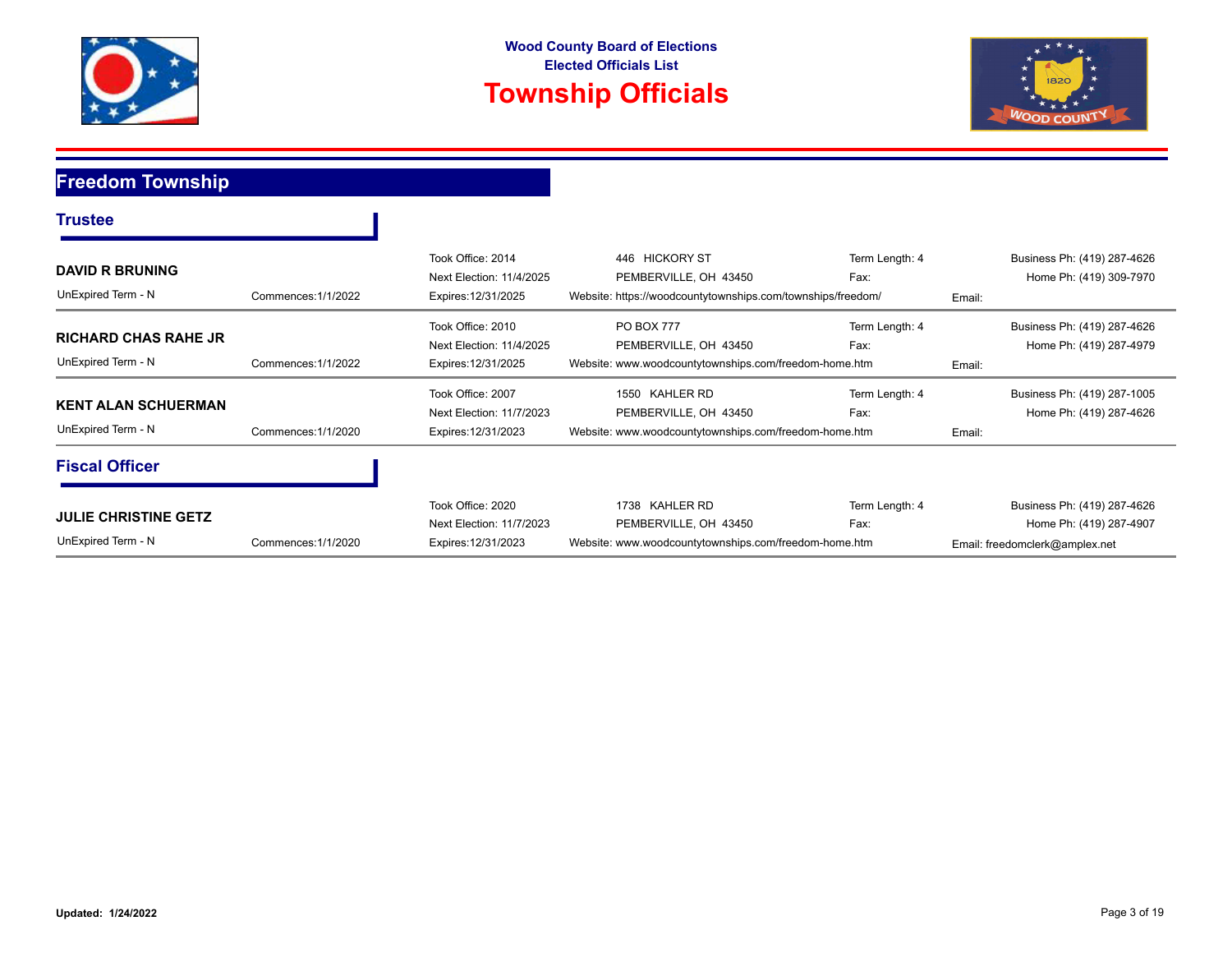Wood County Board of Elections
Elected Officials List

# Township Officials

## Freedom Township

### Trustee

**DAVID R BRUNING**
UnExpired Term - N | Commences:1/1/2022
Took Office: 2014
Next Election: 11/4/2025
Expires:12/31/2025
446 HICKORY ST
PEMBERVILLE, OH 43450
Website: https://woodcountytownships.com/townships/freedom/
Term Length: 4
Fax:
Email:
Business Ph: (419) 287-4626
Home Ph: (419) 309-7970

**RICHARD CHAS RAHE JR**
UnExpired Term - N | Commences:1/1/2022
Took Office: 2010
Next Election: 11/4/2025
Expires:12/31/2025
PO BOX 777
PEMBERVILLE, OH 43450
Website: www.woodcountytownships.com/freedom-home.htm
Term Length: 4
Fax:
Email:
Business Ph: (419) 287-4626
Home Ph: (419) 287-4979

**KENT ALAN SCHUERMAN**
UnExpired Term - N | Commences:1/1/2020
Took Office: 2007
Next Election: 11/7/2023
Expires:12/31/2023
1550 KAHLER RD
PEMBERVILLE, OH 43450
Website: www.woodcountytownships.com/freedom-home.htm
Term Length: 4
Fax:
Email:
Business Ph: (419) 287-1005
Home Ph: (419) 287-4626

### Fiscal Officer

**JULIE CHRISTINE GETZ**
UnExpired Term - N | Commences:1/1/2020
Took Office: 2020
Next Election: 11/7/2023
Expires:12/31/2023
1738 KAHLER RD
PEMBERVILLE, OH 43450
Website: www.woodcountytownships.com/freedom-home.htm
Term Length: 4
Fax:
Email: freedomclerk@amplex.net
Business Ph: (419) 287-4626
Home Ph: (419) 287-4907

**Updated: 1/24/2022**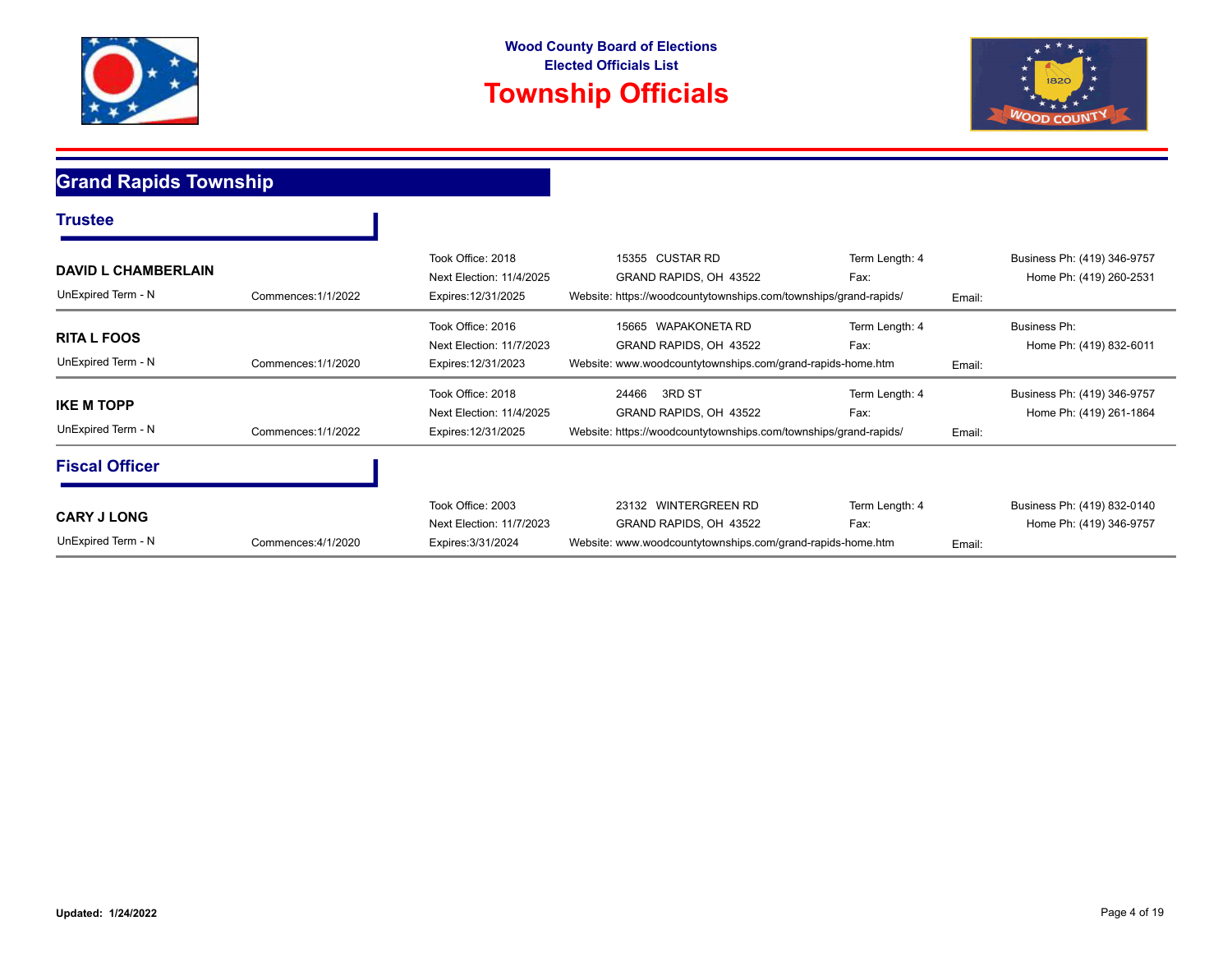**Wood County Board of Elections**
**Elected Officials List**

# Township Officials

## Grand Rapids Township

### Trustee

**DAVID L CHAMBERLAIN**

UnExpired Term - N | Commences:1/1/2022 | Took Office: 2018 | Next Election: 11/4/2025 | Expires:12/31/2025

15355 CUSTAR RD
GRAND RAPIDS, OH 43522
Website: https://woodcountytownships.com/townships/grand-rapids/

Term Length: 4
Fax:
Email:

Business Ph: (419) 346-9757
Home Ph: (419) 260-2531

---

**RITA L FOOS**

UnExpired Term - N | Commences:1/1/2020 | Took Office: 2016 | Next Election: 11/7/2023 | Expires:12/31/2023

15665 WAPAKONETA RD
GRAND RAPIDS, OH 43522
Website: www.woodcountytownships.com/grand-rapids-home.htm

Term Length: 4
Fax:
Email:

Business Ph:
Home Ph: (419) 832-6011

---

**IKE M TOPP**

UnExpired Term - N | Commences:1/1/2022 | Took Office: 2018 | Next Election: 11/4/2025 | Expires:12/31/2025

24466 3RD ST
GRAND RAPIDS, OH 43522
Website: https://woodcountytownships.com/townships/grand-rapids/

Term Length: 4
Fax:
Email:

Business Ph: (419) 346-9757
Home Ph: (419) 261-1864

---

### Fiscal Officer

**CARY J LONG**

UnExpired Term - N | Commences:4/1/2020 | Took Office: 2003 | Next Election: 11/7/2023 | Expires:3/31/2024

23132 WINTERGREEN RD
GRAND RAPIDS, OH 43522
Website: www.woodcountytownships.com/grand-rapids-home.htm

Term Length: 4
Fax:
Email:

Business Ph: (419) 832-0140
Home Ph: (419) 346-9757

---

**Updated: 1/24/2022**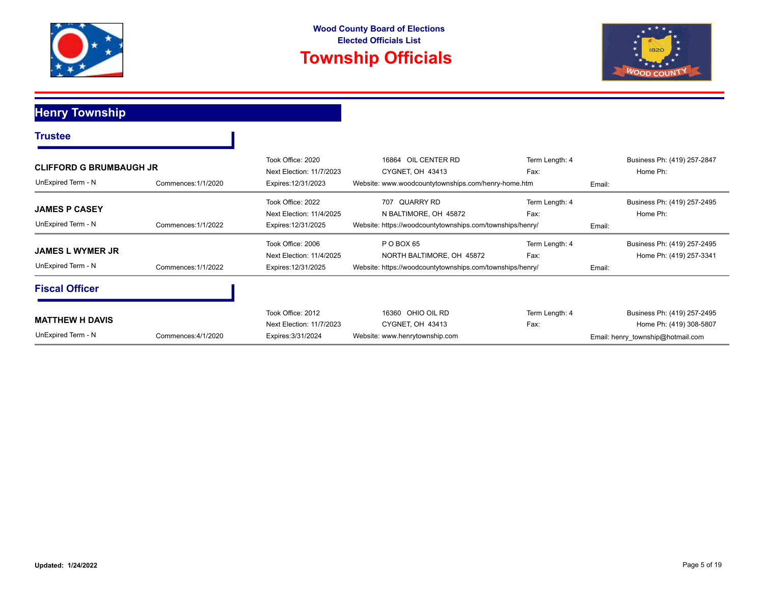Wood County Board of Elections
Elected Officials List

# Township Officials

## Henry Township

### Trustee

**CLIFFORD G BRUMBAUGH JR**

UnExpired Term - N | Commences:1/1/2020 | Took Office: 2020 | Next Election: 11/7/2023 | Expires:12/31/2023

16864 OIL CENTER RD
CYGNET, OH 43413
Website: www.woodcountytownships.com/henry-home.htm

Term Length: 4
Fax:
Email:

Business Ph: (419) 257-2847
Home Ph:

---

**JAMES P CASEY**

UnExpired Term - N | Commences:1/1/2022 | Took Office: 2022 | Next Election: 11/4/2025 | Expires:12/31/2025

707 QUARRY RD
N BALTIMORE, OH 45872
Website: https://woodcountytownships.com/townships/henry/

Term Length: 4
Fax:
Email:

Business Ph: (419) 257-2495
Home Ph:

---

**JAMES L WYMER JR**

UnExpired Term - N | Commences:1/1/2022 | Took Office: 2006 | Next Election: 11/4/2025 | Expires:12/31/2025

P O BOX 65
NORTH BALTIMORE, OH 45872
Website: https://woodcountytownships.com/townships/henry/

Term Length: 4
Fax:
Email:

Business Ph: (419) 257-2495
Home Ph: (419) 257-3341

---

### Fiscal Officer

**MATTHEW H DAVIS**

UnExpired Term - N | Commences:4/1/2020 | Took Office: 2012 | Next Election: 11/7/2023 | Expires:3/31/2024

16360 OHIO OIL RD
CYGNET, OH 43413
Website: www.henrytownship.com

Term Length: 4
Fax:
Email: henry_township@hotmail.com

Business Ph: (419) 257-2495
Home Ph: (419) 308-5807

---

**Updated: 1/24/2022**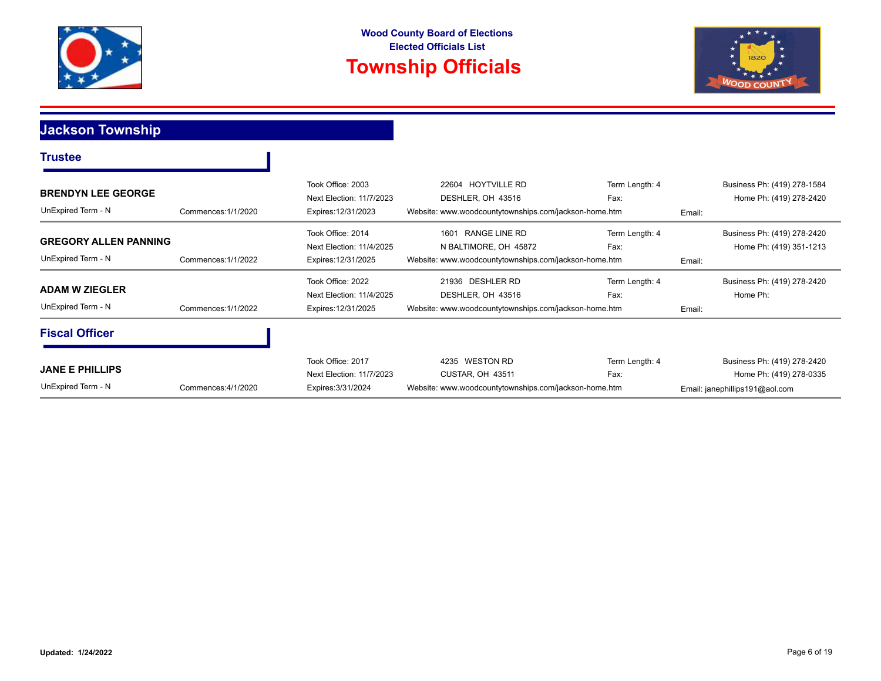Wood County Board of Elections
Elected Officials List

# Township Officials

## Jackson Township

### Trustee

**BRENDYN LEE GEORGE**

UnExpired Term - N | Commences:1/1/2020 | Took Office: 2003 | Next Election: 11/7/2023 | Expires:12/31/2023

22604 HOYTVILLE RD
DESHLER, OH 43516
Website: www.woodcountytownships.com/jackson-home.htm
Term Length: 4
Fax:
Email:
Business Ph: (419) 278-1584
Home Ph: (419) 278-2420

---

**GREGORY ALLEN PANNING**

UnExpired Term - N | Commences:1/1/2022 | Took Office: 2014 | Next Election: 11/4/2025 | Expires:12/31/2025

1601 RANGE LINE RD
N BALTIMORE, OH 45872
Website: www.woodcountytownships.com/jackson-home.htm
Term Length: 4
Fax:
Email:
Business Ph: (419) 278-2420
Home Ph: (419) 351-1213

---

**ADAM W ZIEGLER**

UnExpired Term - N | Commences:1/1/2022 | Took Office: 2022 | Next Election: 11/4/2025 | Expires:12/31/2025

21936 DESHLER RD
DESHLER, OH 43516
Website: www.woodcountytownships.com/jackson-home.htm
Term Length: 4
Fax:
Email:
Business Ph: (419) 278-2420
Home Ph:

### Fiscal Officer

**JANE E PHILLIPS**

UnExpired Term - N | Commences:4/1/2020 | Took Office: 2017 | Next Election: 11/7/2023 | Expires:3/31/2024

4235 WESTON RD
CUSTAR, OH 43511
Website: www.woodcountytownships.com/jackson-home.htm
Term Length: 4
Fax:
Email: janephillips191@aol.com
Business Ph: (419) 278-2420
Home Ph: (419) 278-0335

Updated: 1/24/2022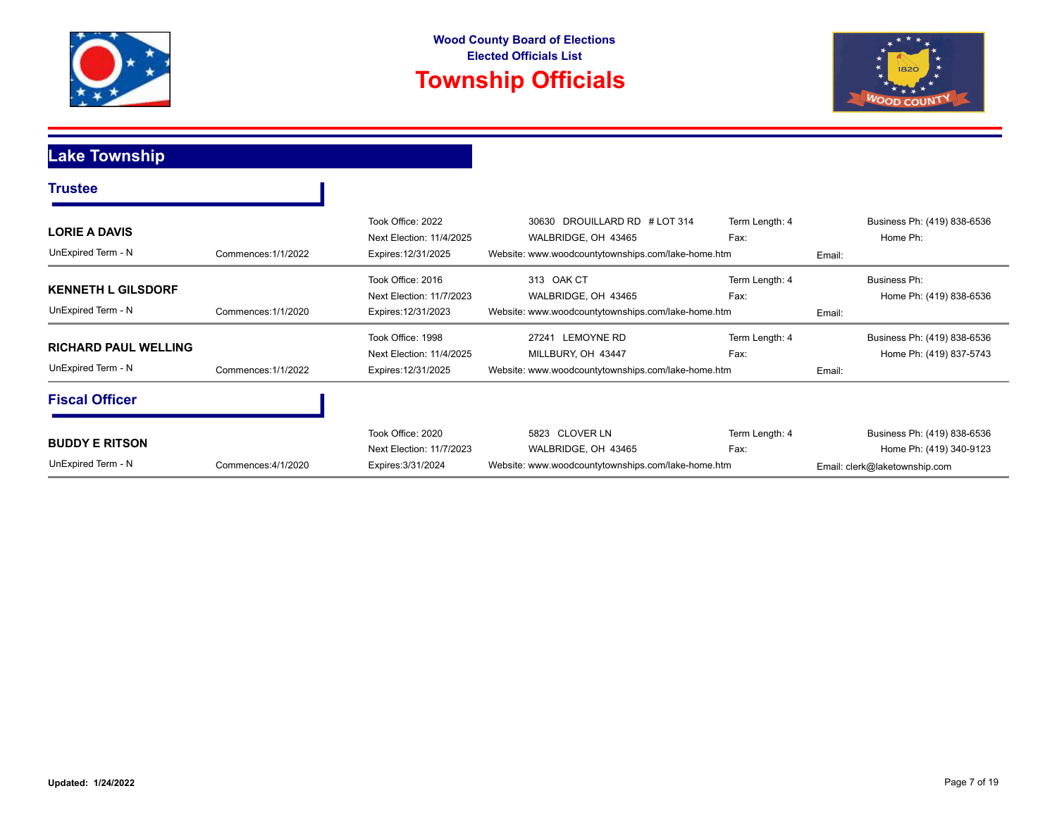Wood County Board of Elections
Elected Officials List

# Township Officials

## Lake Township

### Trustee

**LORIE A DAVIS**

UnExpired Term - N | Commences:1/1/2022 | Took Office: 2022 | Next Election: 11/4/2025 | Expires:12/31/2025

30630 DROUILLARD RD # LOT 314
WALBRIDGE, OH 43465

Term Length: 4
Fax:

Business Ph: (419) 838-6536
Home Ph:

Website: www.woodcountytownships.com/lake-home.htm
Email:

---

**KENNETH L GILSDORF**

UnExpired Term - N | Commences:1/1/2020 | Took Office: 2016 | Next Election: 11/7/2023 | Expires:12/31/2023

313 OAK CT
WALBRIDGE, OH 43465

Term Length: 4
Fax:

Business Ph:
Home Ph: (419) 838-6536

Website: www.woodcountytownships.com/lake-home.htm
Email:

---

**RICHARD PAUL WELLING**

UnExpired Term - N | Commences:1/1/2022 | Took Office: 1998 | Next Election: 11/4/2025 | Expires:12/31/2025

27241 LEMOYNE RD
MILLBURY, OH 43447

Term Length: 4
Fax:

Business Ph: (419) 838-6536
Home Ph: (419) 837-5743

Website: www.woodcountytownships.com/lake-home.htm
Email:

### Fiscal Officer

**BUDDY E RITSON**

UnExpired Term - N | Commences:4/1/2020 | Took Office: 2020 | Next Election: 11/7/2023 | Expires:3/31/2024

5823 CLOVER LN
WALBRIDGE, OH 43465

Term Length: 4
Fax:

Business Ph: (419) 838-6536
Home Ph: (419) 340-9123

Website: www.woodcountytownships.com/lake-home.htm
Email: clerk@laketownship.com

**Updated: 1/24/2022**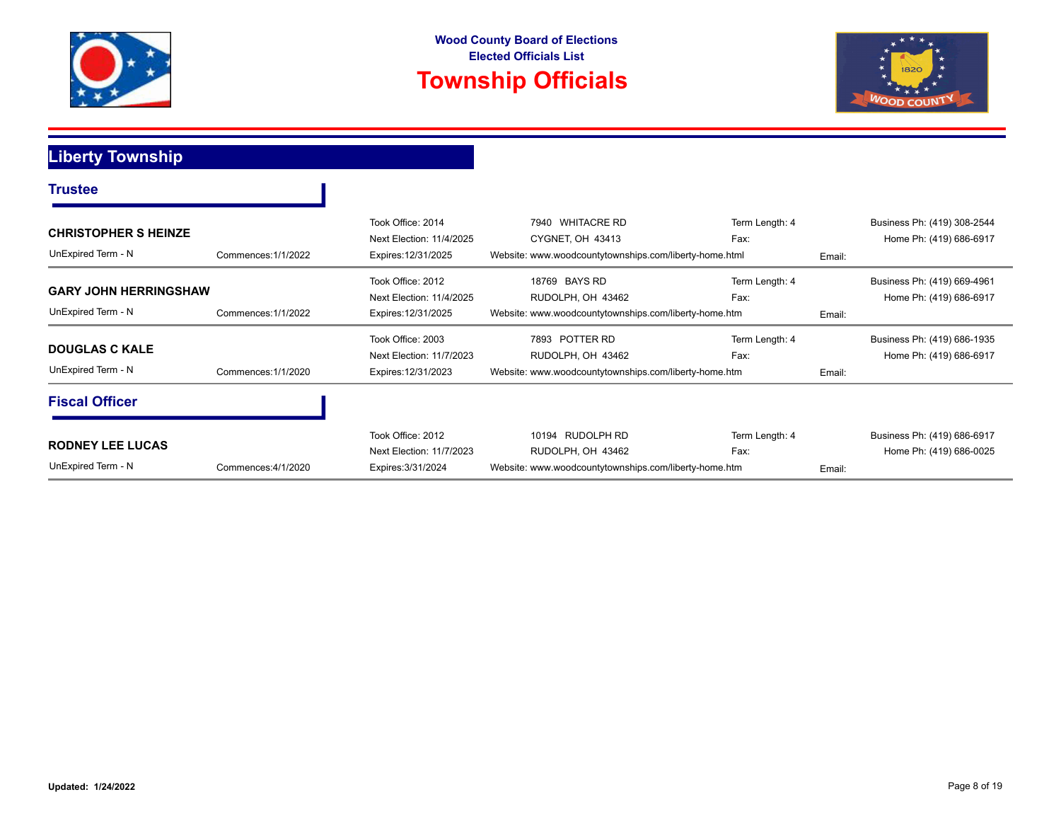Wood County Board of Elections
Elected Officials List

# Township Officials

## Liberty Township

### Trustee

**CHRISTOPHER S HEINZE**

| | |
|---|---|
| UnExpired Term - N | Commences:1/1/2022 |
| Took Office: 2014 | Next Election: 11/4/2025 |
| Expires:12/31/2025 | |
| Address | 7940 WHITACRE RD, CYGNET, OH 43413 |
| Website | www.woodcountytownships.com/liberty-home.html |
| Term Length | 4 |
| Fax | |
| Email | |
| Business Ph | (419) 308-2544 |
| Home Ph | (419) 686-6917 |

**GARY JOHN HERRINGSHAW**

| | |
|---|---|
| UnExpired Term - N | Commences:1/1/2022 |
| Took Office: 2012 | Next Election: 11/4/2025 |
| Expires:12/31/2025 | |
| Address | 18769 BAYS RD, RUDOLPH, OH 43462 |
| Website | www.woodcountytownships.com/liberty-home.htm |
| Term Length | 4 |
| Fax | |
| Email | |
| Business Ph | (419) 669-4961 |
| Home Ph | (419) 686-6917 |

**DOUGLAS C KALE**

| | |
|---|---|
| UnExpired Term - N | Commences:1/1/2020 |
| Took Office: 2003 | Next Election: 11/7/2023 |
| Expires:12/31/2023 | |
| Address | 7893 POTTER RD, RUDOLPH, OH 43462 |
| Website | www.woodcountytownships.com/liberty-home.htm |
| Term Length | 4 |
| Fax | |
| Email | |
| Business Ph | (419) 686-1935 |
| Home Ph | (419) 686-6917 |

### Fiscal Officer

**RODNEY LEE LUCAS**

| | |
|---|---|
| UnExpired Term - N | Commences:4/1/2020 |
| Took Office: 2012 | Next Election: 11/7/2023 |
| Expires:3/31/2024 | |
| Address | 10194 RUDOLPH RD, RUDOLPH, OH 43462 |
| Website | www.woodcountytownships.com/liberty-home.htm |
| Term Length | 4 |
| Fax | |
| Email | |
| Business Ph | (419) 686-6917 |
| Home Ph | (419) 686-0025 |

**Updated: 1/24/2022**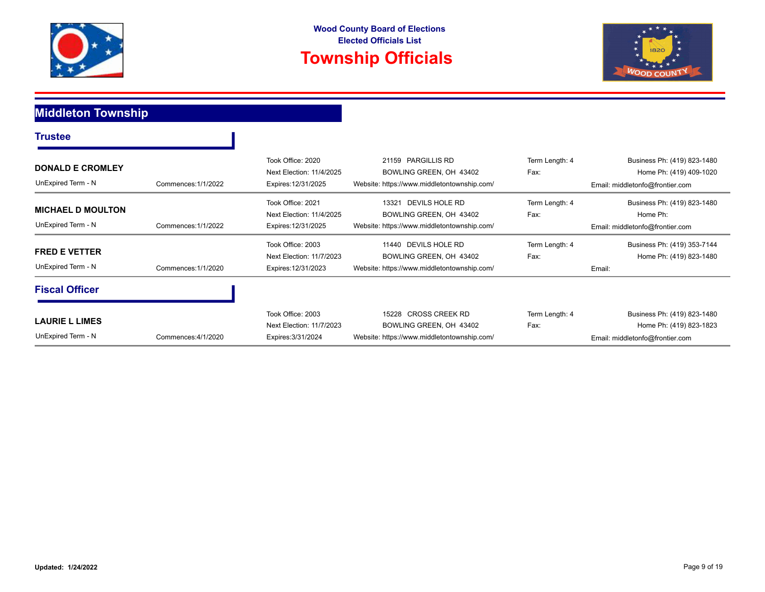Wood County Board of Elections
Elected Officials List

# Township Officials

## Middleton Township

### Trustee

**DONALD E CROMLEY**
UnExpired Term - N | Commences:1/1/2022
Took Office: 2020 | Next Election: 11/4/2025 | Expires:12/31/2025
21159 PARGILLIS RD
BOWLING GREEN, OH 43402
Website: https://www.middletontownship.com/
Term Length: 4
Fax:
Business Ph: (419) 823-1480
Home Ph: (419) 409-1020
Email: middletonfo@frontier.com

---

**MICHAEL D MOULTON**
UnExpired Term - N | Commences:1/1/2022
Took Office: 2021 | Next Election: 11/4/2025 | Expires:12/31/2025
13321 DEVILS HOLE RD
BOWLING GREEN, OH 43402
Website: https://www.middletontownship.com/
Term Length: 4
Fax:
Business Ph: (419) 823-1480
Home Ph:
Email: middletonfo@frontier.com

---

**FRED E VETTER**
UnExpired Term - N | Commences:1/1/2020
Took Office: 2003 | Next Election: 11/7/2023 | Expires:12/31/2023
11440 DEVILS HOLE RD
BOWLING GREEN, OH 43402
Website: https://www.middletontownship.com/
Term Length: 4
Fax:
Business Ph: (419) 353-7144
Home Ph: (419) 823-1480
Email:

### Fiscal Officer

**LAURIE L LIMES**
UnExpired Term - N | Commences:4/1/2020
Took Office: 2003 | Next Election: 11/7/2023 | Expires:3/31/2024
15228 CROSS CREEK RD
BOWLING GREEN, OH 43402
Website: https://www.middletontownship.com/
Term Length: 4
Fax:
Business Ph: (419) 823-1480
Home Ph: (419) 823-1823
Email: middletonfo@frontier.com

**Updated: 1/24/2022**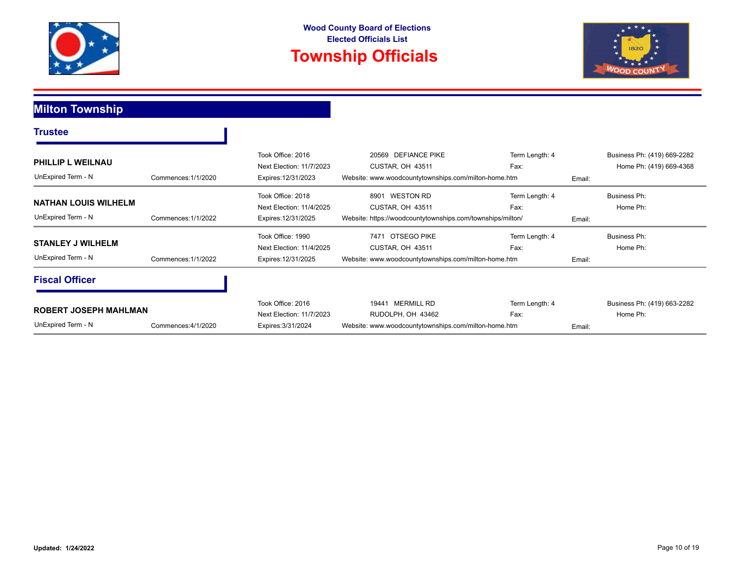**Wood County Board of Elections**
**Elected Officials List**

# Township Officials

## Milton Township

### Trustee

**PHILLIP L WEILNAU**

| | |
|---|---|
| UnExpired Term - N | Commences:1/1/2020 |
| Took Office: 2016 | Next Election: 11/7/2023 |
| Expires:12/31/2023 | |
| Address | 20569 DEFIANCE PIKE, CUSTAR, OH 43511 |
| Website | www.woodcountytownships.com/milton-home.htm |
| Term Length: 4 | Fax: |
| Email: | |
| Business Ph: (419) 669-2282 | Home Ph: (419) 669-4368 |

**NATHAN LOUIS WILHELM**

| | |
|---|---|
| UnExpired Term - N | Commences:1/1/2022 |
| Took Office: 2018 | Next Election: 11/4/2025 |
| Expires:12/31/2025 | |
| Address | 8901 WESTON RD, CUSTAR, OH 43511 |
| Website | https://woodcountytownships.com/townships/milton/ |
| Term Length: 4 | Fax: |
| Email: | |
| Business Ph: | Home Ph: |

**STANLEY J WILHELM**

| | |
|---|---|
| UnExpired Term - N | Commences:1/1/2022 |
| Took Office: 1990 | Next Election: 11/4/2025 |
| Expires:12/31/2025 | |
| Address | 7471 OTSEGO PIKE, CUSTAR, OH 43511 |
| Website | www.woodcountytownships.com/milton-home.htm |
| Term Length: 4 | Fax: |
| Email: | |
| Business Ph: | Home Ph: |

### Fiscal Officer

**ROBERT JOSEPH MAHLMAN**

| | |
|---|---|
| UnExpired Term - N | Commences:4/1/2020 |
| Took Office: 2016 | Next Election: 11/7/2023 |
| Expires:3/31/2024 | |
| Address | 19441 MERMILL RD, RUDOLPH, OH 43462 |
| Website | www.woodcountytownships.com/milton-home.htm |
| Term Length: 4 | Fax: |
| Email: | |
| Business Ph: (419) 663-2282 | Home Ph: |

**Updated: 1/24/2022**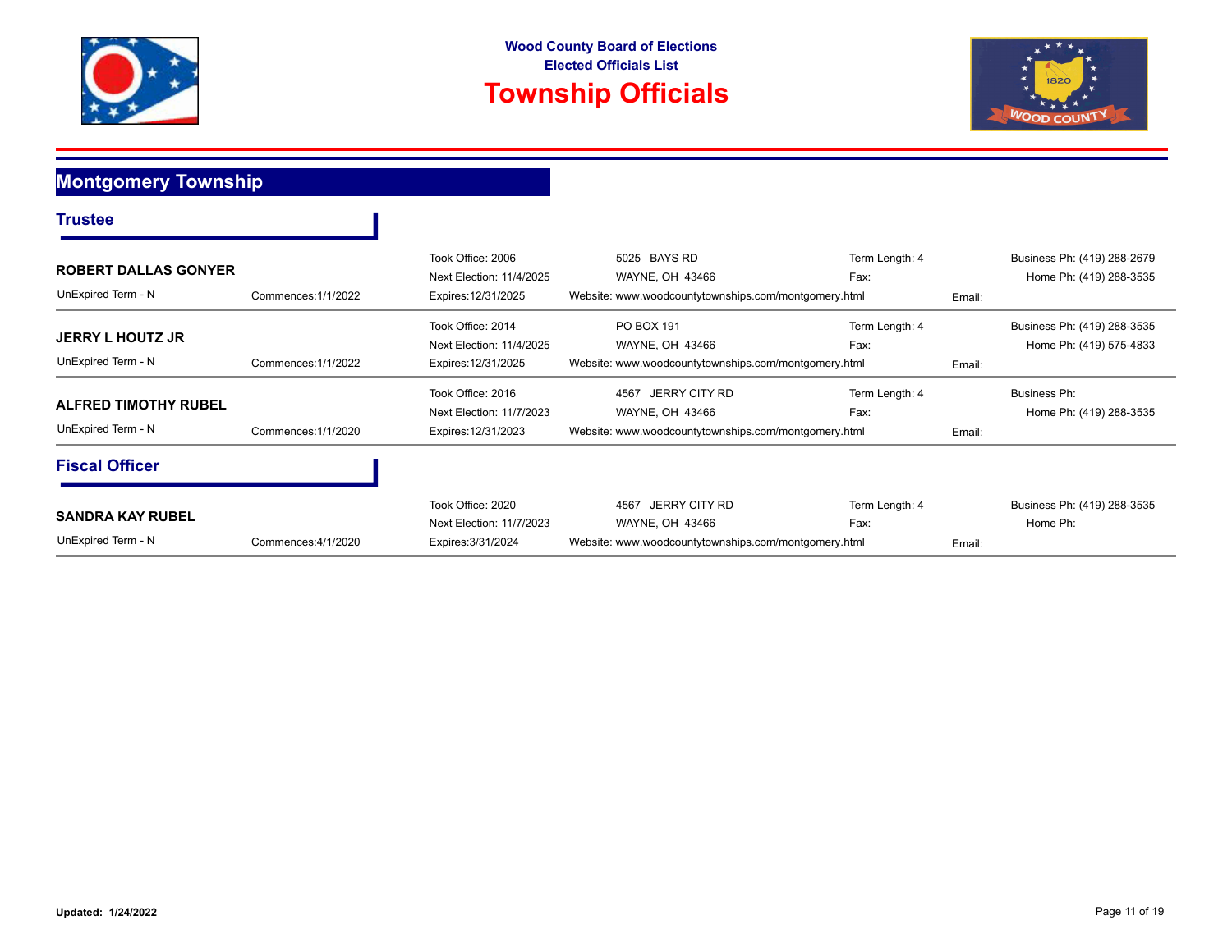**Wood County Board of Elections**
**Elected Officials List**

# Township Officials

## Montgomery Township

### Trustee

**ROBERT DALLAS GONYER**

UnExpired Term - N | Commences:1/1/2022

Took Office: 2006
Next Election: 11/4/2025
Expires:12/31/2025

5025 BAYS RD
WAYNE, OH 43466
Website: www.woodcountytownships.com/montgomery.html

Term Length: 4
Fax:
Email:

Business Ph: (419) 288-2679
Home Ph: (419) 288-3535

---

**JERRY L HOUTZ JR**

UnExpired Term - N | Commences:1/1/2022

Took Office: 2014
Next Election: 11/4/2025
Expires:12/31/2025

PO BOX 191
WAYNE, OH 43466
Website: www.woodcountytownships.com/montgomery.html

Term Length: 4
Fax:
Email:

Business Ph: (419) 288-3535
Home Ph: (419) 575-4833

---

**ALFRED TIMOTHY RUBEL**

UnExpired Term - N | Commences:1/1/2020

Took Office: 2016
Next Election: 11/7/2023
Expires:12/31/2023

4567 JERRY CITY RD
WAYNE, OH 43466
Website: www.woodcountytownships.com/montgomery.html

Term Length: 4
Fax:
Email:

Business Ph:
Home Ph: (419) 288-3535

---

### Fiscal Officer

**SANDRA KAY RUBEL**

UnExpired Term - N | Commences:4/1/2020

Took Office: 2020
Next Election: 11/7/2023
Expires:3/31/2024

4567 JERRY CITY RD
WAYNE, OH 43466
Website: www.woodcountytownships.com/montgomery.html

Term Length: 4
Fax:
Email:

Business Ph: (419) 288-3535
Home Ph:

---

**Updated: 1/24/2022**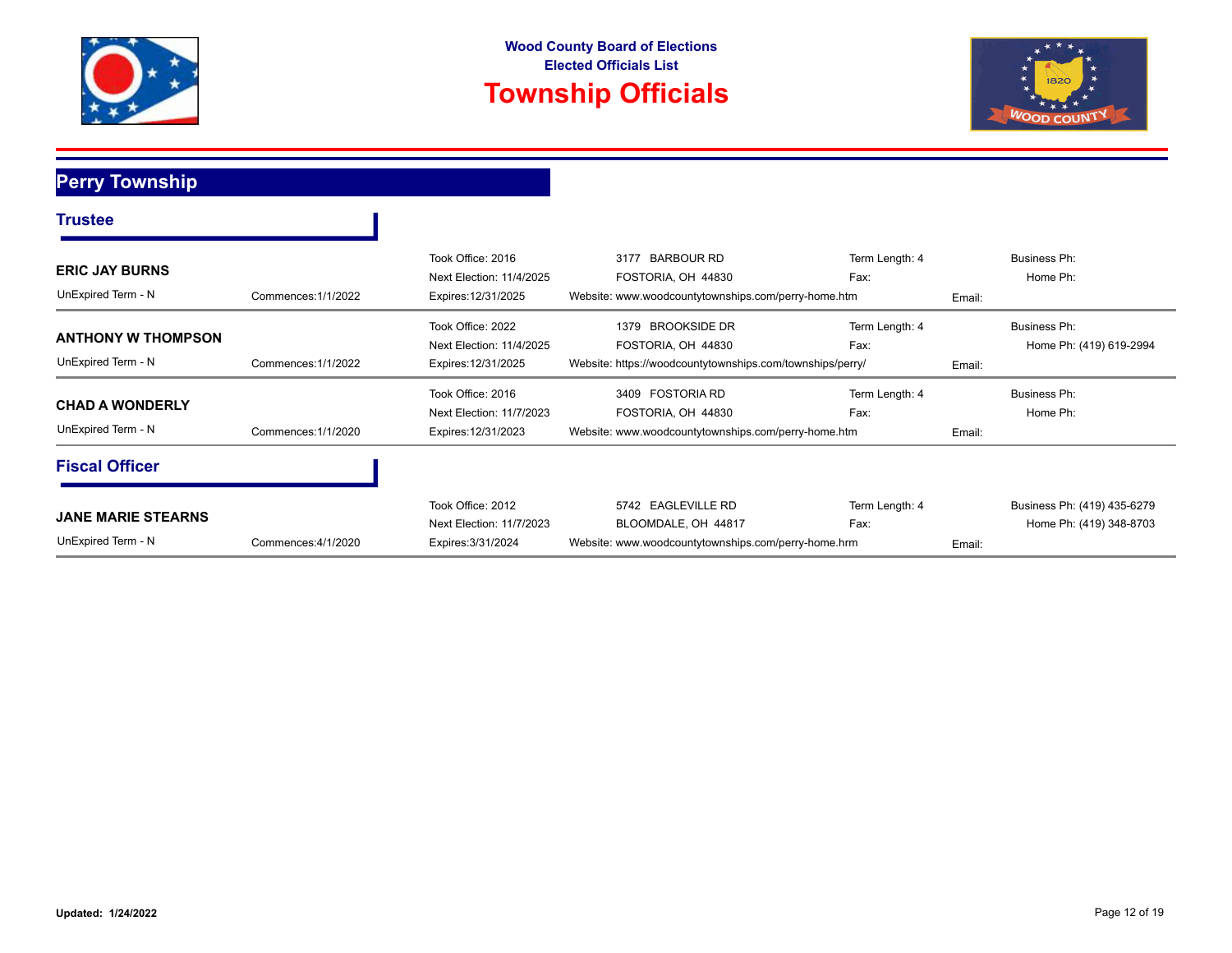Wood County Board of Elections
Elected Officials List

# Township Officials

## Perry Township

### Trustee

**ERIC JAY BURNS**

UnExpired Term - N | Commences:1/1/2022

Took Office: 2016
Next Election: 11/4/2025
Expires:12/31/2025

3177 BARBOUR RD
FOSTORIA, OH 44830
Website: www.woodcountytownships.com/perry-home.htm

Term Length: 4
Fax:
Email:

Business Ph:
Home Ph:

---

**ANTHONY W THOMPSON**

UnExpired Term - N | Commences:1/1/2022

Took Office: 2022
Next Election: 11/4/2025
Expires:12/31/2025

1379 BROOKSIDE DR
FOSTORIA, OH 44830
Website: https://woodcountytownships.com/townships/perry/

Term Length: 4
Fax:
Email:

Business Ph:
Home Ph: (419) 619-2994

---

**CHAD A WONDERLY**

UnExpired Term - N | Commences:1/1/2020

Took Office: 2016
Next Election: 11/7/2023
Expires:12/31/2023

3409 FOSTORIA RD
FOSTORIA, OH 44830
Website: www.woodcountytownships.com/perry-home.htm

Term Length: 4
Fax:
Email:

Business Ph:
Home Ph:

### Fiscal Officer

**JANE MARIE STEARNS**

UnExpired Term - N | Commences:4/1/2020

Took Office: 2012
Next Election: 11/7/2023
Expires:3/31/2024

5742 EAGLEVILLE RD
BLOOMDALE, OH 44817
Website: www.woodcountytownships.com/perry-home.hrm

Term Length: 4
Fax:
Email:

Business Ph: (419) 435-6279
Home Ph: (419) 348-8703

Updated: 1/24/2022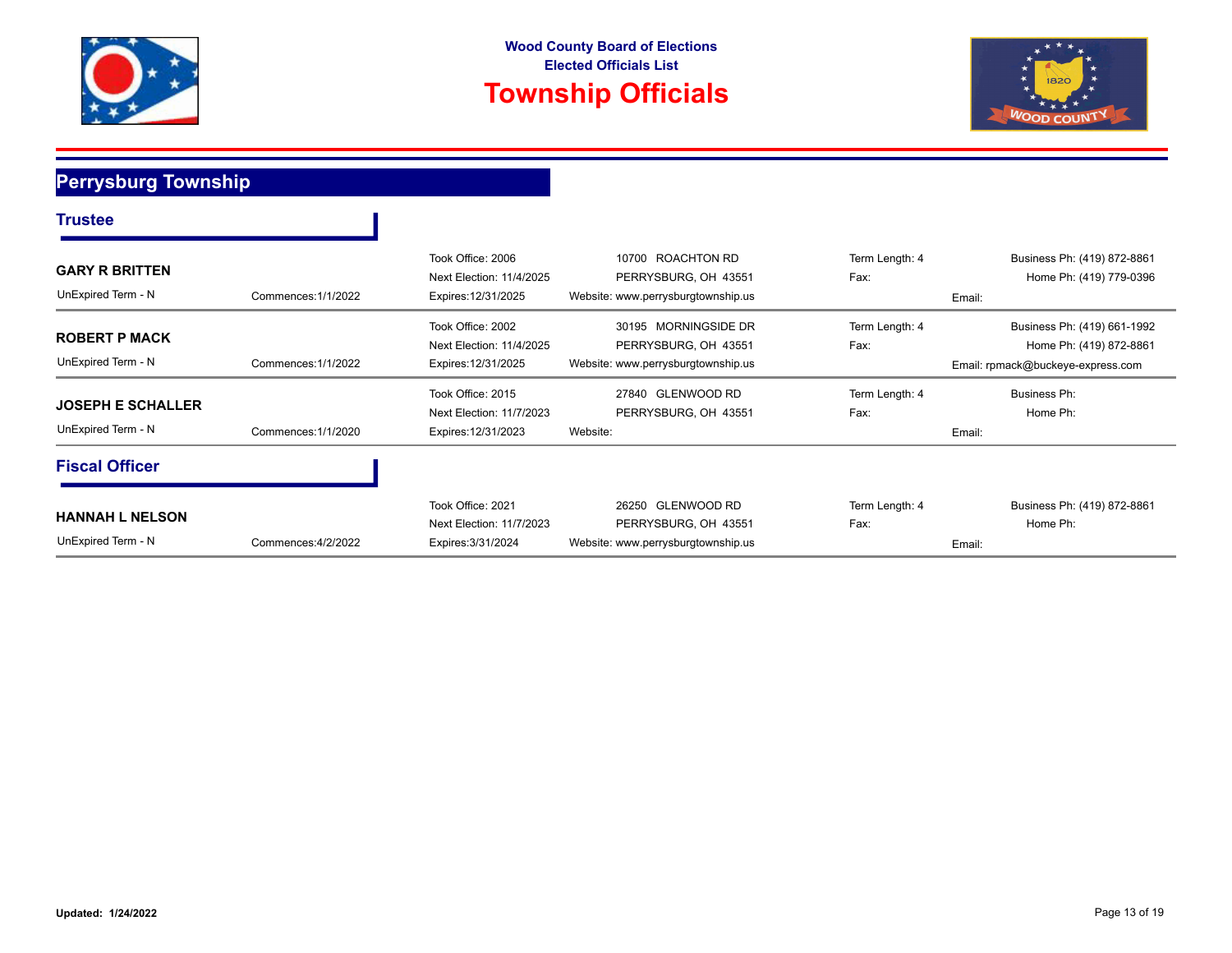**Wood County Board of Elections**
**Elected Officials List**

# Township Officials

## Perrysburg Township

### Trustee

**GARY R BRITTEN**

UnExpired Term - N | Commences:1/1/2022

Took Office: 2006
Next Election: 11/4/2025
Expires:12/31/2025

10700 ROACHTON RD
PERRYSBURG, OH 43551
Website: www.perrysburgtownship.us

Term Length: 4
Fax:

Business Ph: (419) 872-8861
Home Ph: (419) 779-0396
Email:

---

**ROBERT P MACK**

UnExpired Term - N | Commences:1/1/2022

Took Office: 2002
Next Election: 11/4/2025
Expires:12/31/2025

30195 MORNINGSIDE DR
PERRYSBURG, OH 43551
Website: www.perrysburgtownship.us

Term Length: 4
Fax:

Business Ph: (419) 661-1992
Home Ph: (419) 872-8861
Email: rpmack@buckeye-express.com

---

**JOSEPH E SCHALLER**

UnExpired Term - N | Commences:1/1/2020

Took Office: 2015
Next Election: 11/7/2023
Expires:12/31/2023

27840 GLENWOOD RD
PERRYSBURG, OH 43551
Website:

Term Length: 4
Fax:

Business Ph:
Home Ph:
Email:

---

### Fiscal Officer

**HANNAH L NELSON**

UnExpired Term - N | Commences:4/2/2022

Took Office: 2021
Next Election: 11/7/2023
Expires:3/31/2024

26250 GLENWOOD RD
PERRYSBURG, OH 43551
Website: www.perrysburgtownship.us

Term Length: 4
Fax:

Business Ph: (419) 872-8861
Home Ph:
Email:

---

**Updated: 1/24/2022**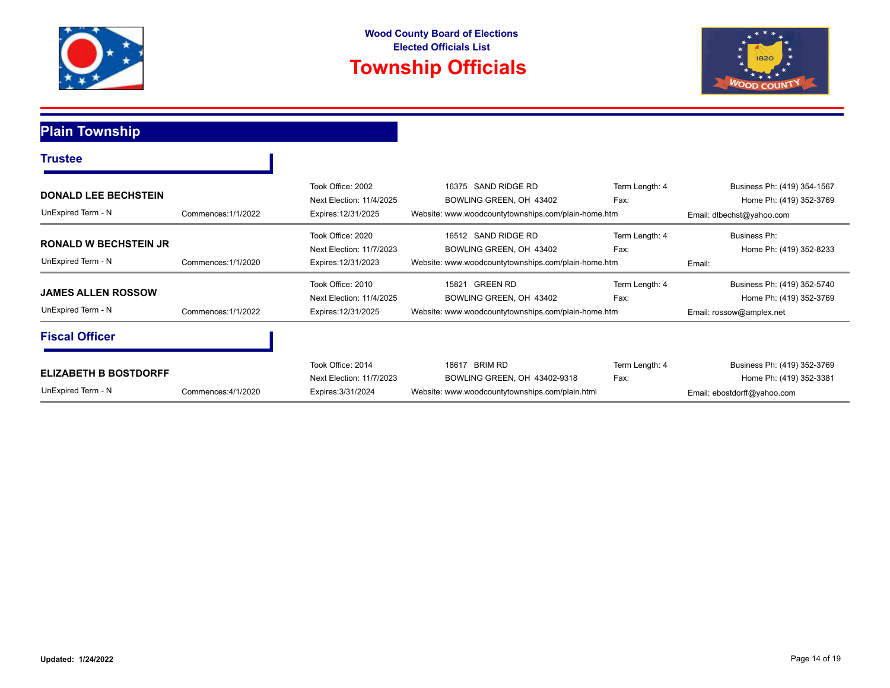Wood County Board of Elections
Elected Officials List

# Township Officials

## Plain Township

### Trustee

**DONALD LEE BECHSTEIN**

UnExpired Term - N | Commences:1/1/2022 | Took Office: 2002 | Next Election: 11/4/2025 | Expires:12/31/2025

16375 SAND RIDGE RD
BOWLING GREEN, OH 43402

Website: www.woodcountytownships.com/plain-home.htm

Term Length: 4
Fax:

Business Ph: (419) 354-1567
Home Ph: (419) 352-3769
Email: dlbechst@yahoo.com

---

**RONALD W BECHSTEIN JR**

UnExpired Term - N | Commences:1/1/2020 | Took Office: 2020 | Next Election: 11/7/2023 | Expires:12/31/2023

16512 SAND RIDGE RD
BOWLING GREEN, OH 43402

Website: www.woodcountytownships.com/plain-home.htm

Term Length: 4
Fax:

Business Ph:
Home Ph: (419) 352-8233
Email:

---

**JAMES ALLEN ROSSOW**

UnExpired Term - N | Commences:1/1/2022 | Took Office: 2010 | Next Election: 11/4/2025 | Expires:12/31/2025

15821 GREEN RD
BOWLING GREEN, OH 43402

Website: www.woodcountytownships.com/plain-home.htm

Term Length: 4
Fax:

Business Ph: (419) 352-5740
Home Ph: (419) 352-3769
Email: rossow@amplex.net

### Fiscal Officer

**ELIZABETH B BOSTDORFF**

UnExpired Term - N | Commences:4/1/2020 | Took Office: 2014 | Next Election: 11/7/2023 | Expires:3/31/2024

18617 BRIM RD
BOWLING GREEN, OH 43402-9318

Website: www.woodcountytownships.com/plain.html

Term Length: 4
Fax:

Business Ph: (419) 352-3769
Home Ph: (419) 352-3381
Email: ebostdorff@yahoo.com

**Updated: 1/24/2022**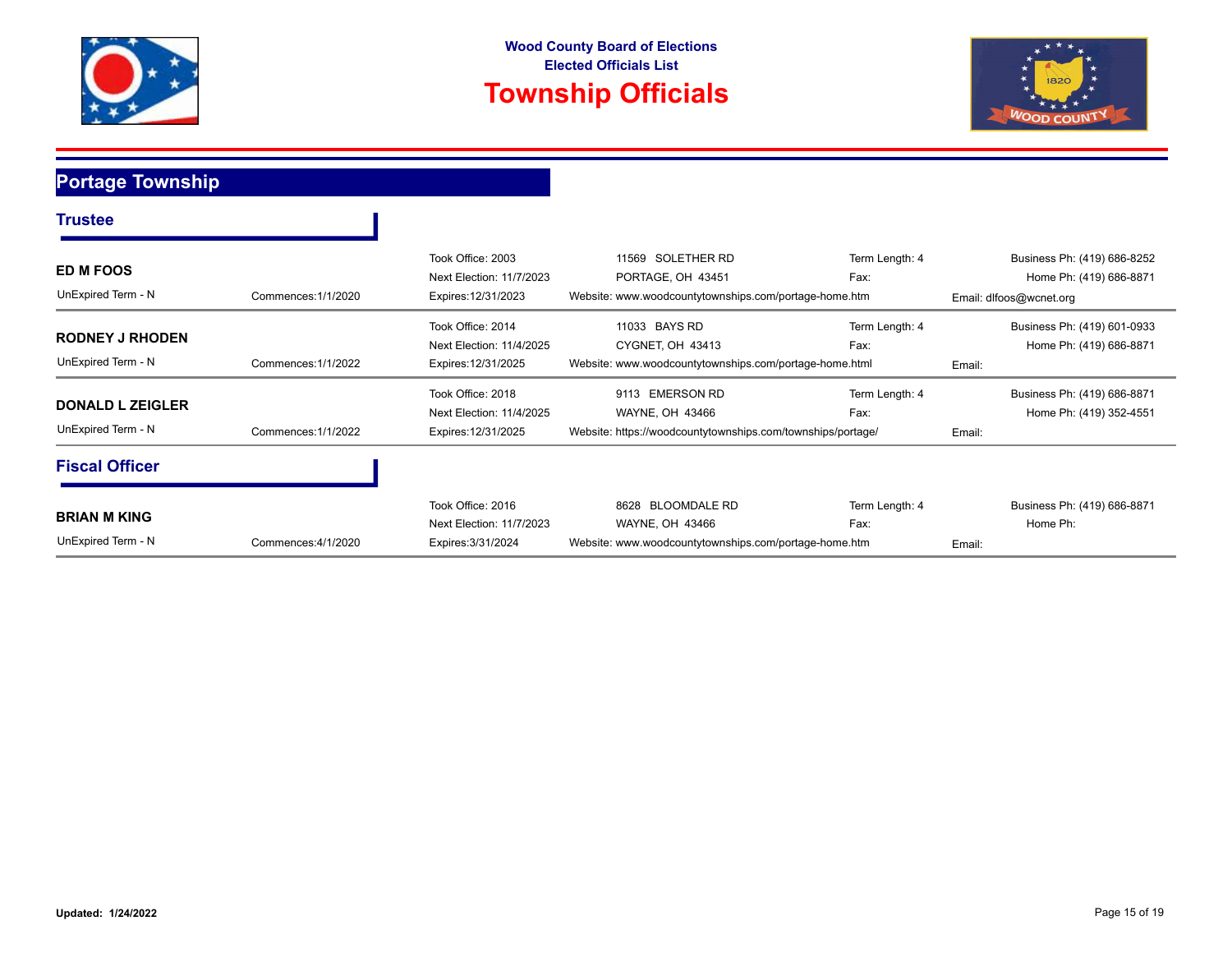Wood County Board of Elections
Elected Officials List

# Township Officials

## Portage Township

### Trustee

**ED M FOOS**

| | | | | | |
|---|---|---|---|---|---|
| UnExpired Term - N | Commences:1/1/2020 | Took Office: 2003 | 11569 SOLETHER RD | Term Length: 4 | Business Ph: (419) 686-8252 |
| | | Next Election: 11/7/2023 | PORTAGE, OH 43451 | Fax: | Home Ph: (419) 686-8871 |
| | | Expires:12/31/2023 | Website: www.woodcountytownships.com/portage-home.htm | | Email: dlfoos@wcnet.org |

**RODNEY J RHODEN**

| | | | | | |
|---|---|---|---|---|---|
| UnExpired Term - N | Commences:1/1/2022 | Took Office: 2014 | 11033 BAYS RD | Term Length: 4 | Business Ph: (419) 601-0933 |
| | | Next Election: 11/4/2025 | CYGNET, OH 43413 | Fax: | Home Ph: (419) 686-8871 |
| | | Expires:12/31/2025 | Website: www.woodcountytownships.com/portage-home.html | | Email: |

**DONALD L ZEIGLER**

| | | | | | |
|---|---|---|---|---|---|
| UnExpired Term - N | Commences:1/1/2022 | Took Office: 2018 | 9113 EMERSON RD | Term Length: 4 | Business Ph: (419) 686-8871 |
| | | Next Election: 11/4/2025 | WAYNE, OH 43466 | Fax: | Home Ph: (419) 352-4551 |
| | | Expires:12/31/2025 | Website: https://woodcountytownships.com/townships/portage/ | | Email: |

### Fiscal Officer

**BRIAN M KING**

| | | | | | |
|---|---|---|---|---|---|
| UnExpired Term - N | Commences:4/1/2020 | Took Office: 2016 | 8628 BLOOMDALE RD | Term Length: 4 | Business Ph: (419) 686-8871 |
| | | Next Election: 11/7/2023 | WAYNE, OH 43466 | Fax: | Home Ph: |
| | | Expires:3/31/2024 | Website: www.woodcountytownships.com/portage-home.htm | | Email: |

**Updated: 1/24/2022**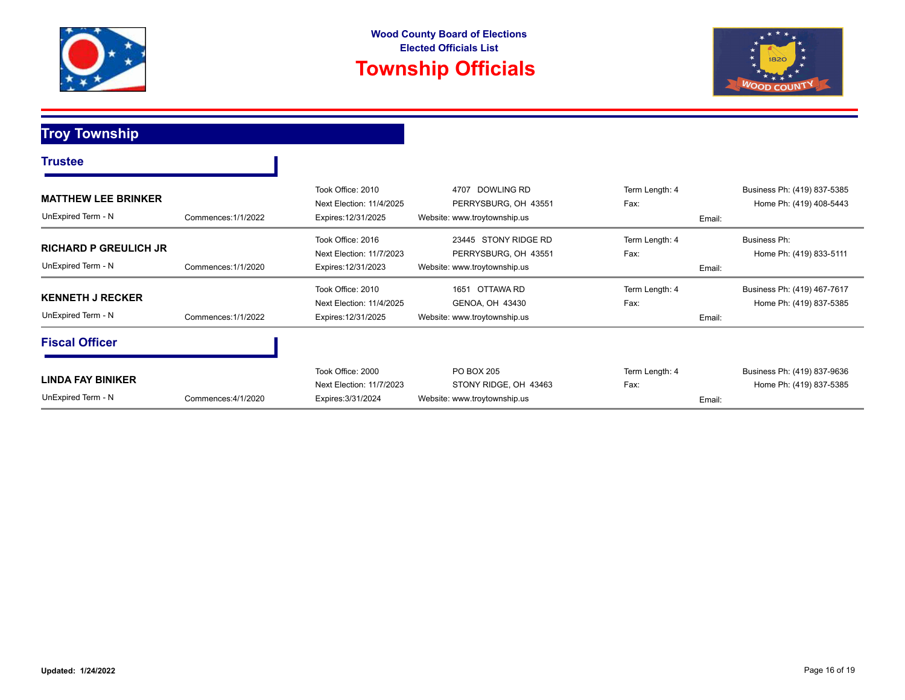Wood County Board of Elections
Elected Officials List

# Township Officials

## Troy Township

### Trustee

**MATTHEW LEE BRINKER**

UnExpired Term - N | Commences:1/1/2022

Took Office: 2010
Next Election: 11/4/2025
Expires:12/31/2025

4707 DOWLING RD
PERRYSBURG, OH 43551
Website: www.troytownship.us

Term Length: 4
Fax:
Email:

Business Ph: (419) 837-5385
Home Ph: (419) 408-5443

---

**RICHARD P GREULICH JR**

UnExpired Term - N | Commences:1/1/2020

Took Office: 2016
Next Election: 11/7/2023
Expires:12/31/2023

23445 STONY RIDGE RD
PERRYSBURG, OH 43551
Website: www.troytownship.us

Term Length: 4
Fax:
Email:

Business Ph:
Home Ph: (419) 833-5111

---

**KENNETH J RECKER**

UnExpired Term - N | Commences:1/1/2022

Took Office: 2010
Next Election: 11/4/2025
Expires:12/31/2025

1651 OTTAWA RD
GENOA, OH 43430
Website: www.troytownship.us

Term Length: 4
Fax:
Email:

Business Ph: (419) 467-7617
Home Ph: (419) 837-5385

---

### Fiscal Officer

**LINDA FAY BINIKER**

UnExpired Term - N | Commences:4/1/2020

Took Office: 2000
Next Election: 11/7/2023
Expires:3/31/2024

PO BOX 205
STONY RIDGE, OH 43463
Website: www.troytownship.us

Term Length: 4
Fax:
Email:

Business Ph: (419) 837-9636
Home Ph: (419) 837-5385

---

**Updated: 1/24/2022**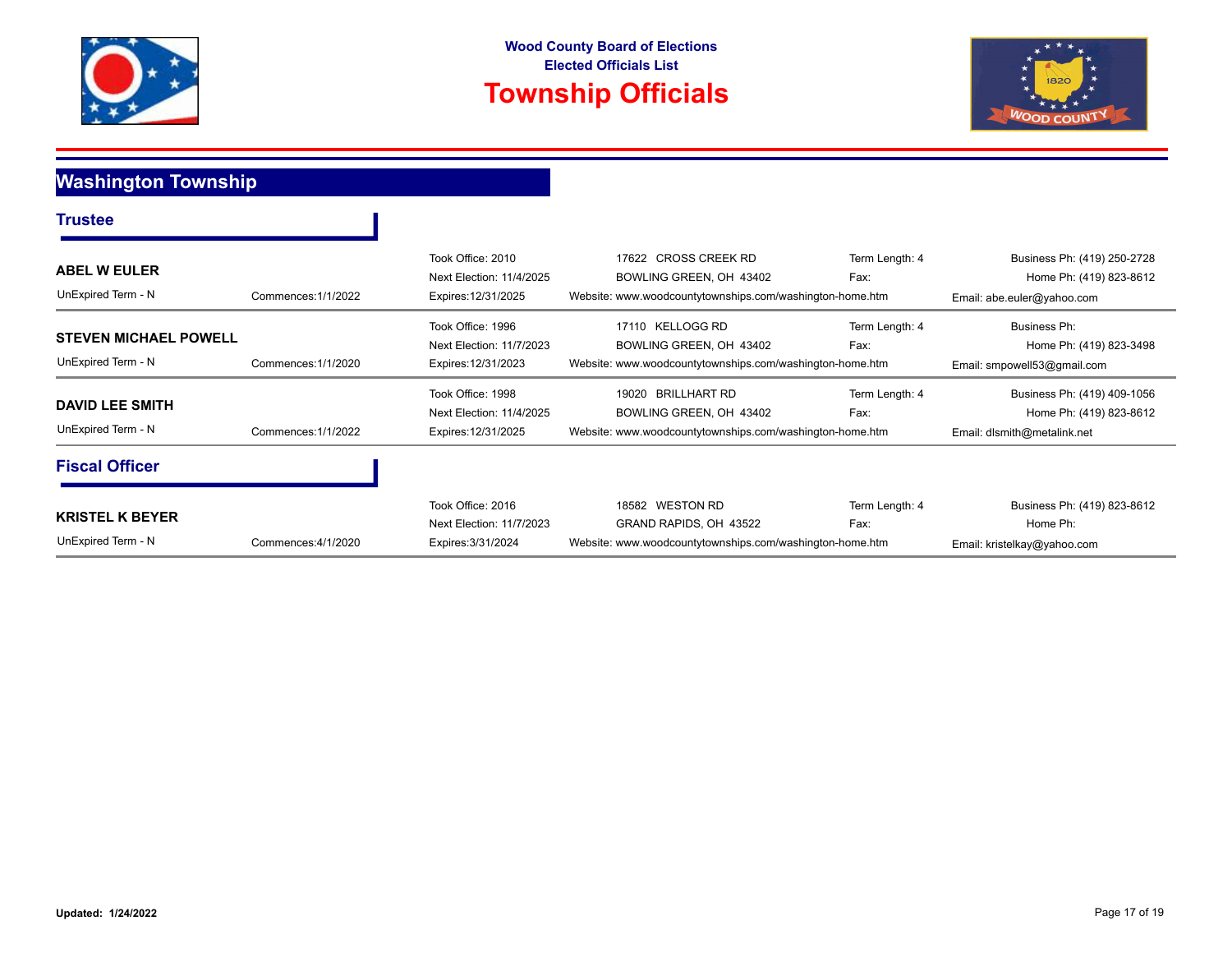Wood County Board of Elections

Elected Officials List

# Township Officials

## Washington Township

### Trustee

**ABEL W EULER**

UnExpired Term - N | Commences:1/1/2022

Took Office: 2010
Next Election: 11/4/2025
Expires:12/31/2025

17622 CROSS CREEK RD
BOWLING GREEN, OH 43402
Website: www.woodcountytownships.com/washington-home.htm

Term Length: 4
Fax:

Business Ph: (419) 250-2728
Home Ph: (419) 823-8612
Email: abe.euler@yahoo.com

---

**STEVEN MICHAEL POWELL**

UnExpired Term - N | Commences:1/1/2020

Took Office: 1996
Next Election: 11/7/2023
Expires:12/31/2023

17110 KELLOGG RD
BOWLING GREEN, OH 43402
Website: www.woodcountytownships.com/washington-home.htm

Term Length: 4
Fax:

Business Ph:
Home Ph: (419) 823-3498
Email: smpowell53@gmail.com

---

**DAVID LEE SMITH**

UnExpired Term - N | Commences:1/1/2022

Took Office: 1998
Next Election: 11/4/2025
Expires:12/31/2025

19020 BRILLHART RD
BOWLING GREEN, OH 43402
Website: www.woodcountytownships.com/washington-home.htm

Term Length: 4
Fax:

Business Ph: (419) 409-1056
Home Ph: (419) 823-8612
Email: dlsmith@metalink.net

### Fiscal Officer

**KRISTEL K BEYER**

UnExpired Term - N | Commences:4/1/2020

Took Office: 2016
Next Election: 11/7/2023
Expires:3/31/2024

18582 WESTON RD
GRAND RAPIDS, OH 43522
Website: www.woodcountytownships.com/washington-home.htm

Term Length: 4
Fax:

Business Ph: (419) 823-8612
Home Ph:
Email: kristelkay@yahoo.com

**Updated: 1/24/2022**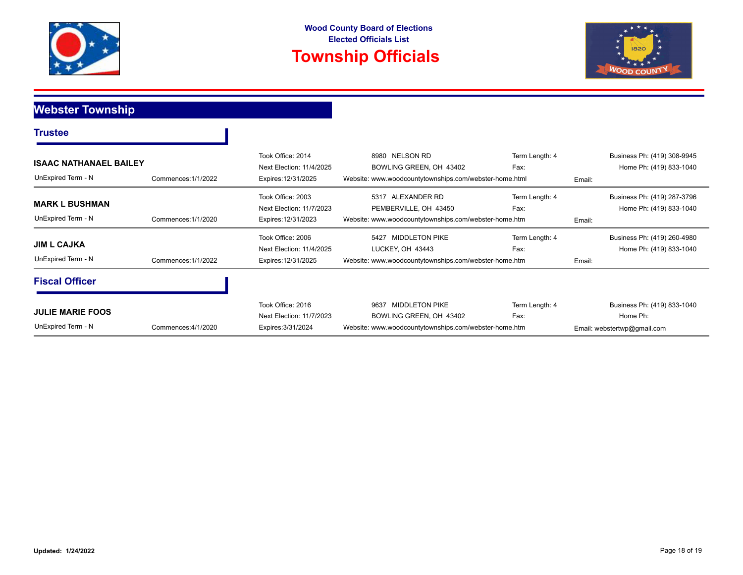Wood County Board of Elections

Elected Officials List

# Township Officials

## Webster Township

### Trustee

**ISAAC NATHANAEL BAILEY**

UnExpired Term - N | Commences:1/1/2022

Took Office: 2014
Next Election: 11/4/2025
Expires:12/31/2025

8980 NELSON RD
BOWLING GREEN, OH 43402
Website: www.woodcountytownships.com/webster-home.html

Term Length: 4
Fax:
Email:

Business Ph: (419) 308-9945
Home Ph: (419) 833-1040

---

**MARK L BUSHMAN**

UnExpired Term - N | Commences:1/1/2020

Took Office: 2003
Next Election: 11/7/2023
Expires:12/31/2023

5317 ALEXANDER RD
PEMBERVILLE, OH 43450
Website: www.woodcountytownships.com/webster-home.htm

Term Length: 4
Fax:
Email:

Business Ph: (419) 287-3796
Home Ph: (419) 833-1040

---

**JIM L CAJKA**

UnExpired Term - N | Commences:1/1/2022

Took Office: 2006
Next Election: 11/4/2025
Expires:12/31/2025

5427 MIDDLETON PIKE
LUCKEY, OH 43443
Website: www.woodcountytownships.com/webster-home.htm

Term Length: 4
Fax:
Email:

Business Ph: (419) 260-4980
Home Ph: (419) 833-1040

---

### Fiscal Officer

**JULIE MARIE FOOS**

UnExpired Term - N | Commences:4/1/2020

Took Office: 2016
Next Election: 11/7/2023
Expires:3/31/2024

9637 MIDDLETON PIKE
BOWLING GREEN, OH 43402
Website: www.woodcountytownships.com/webster-home.htm

Term Length: 4
Fax:
Email: webstertwp@gmail.com

Business Ph: (419) 833-1040
Home Ph:

---

**Updated: 1/24/2022**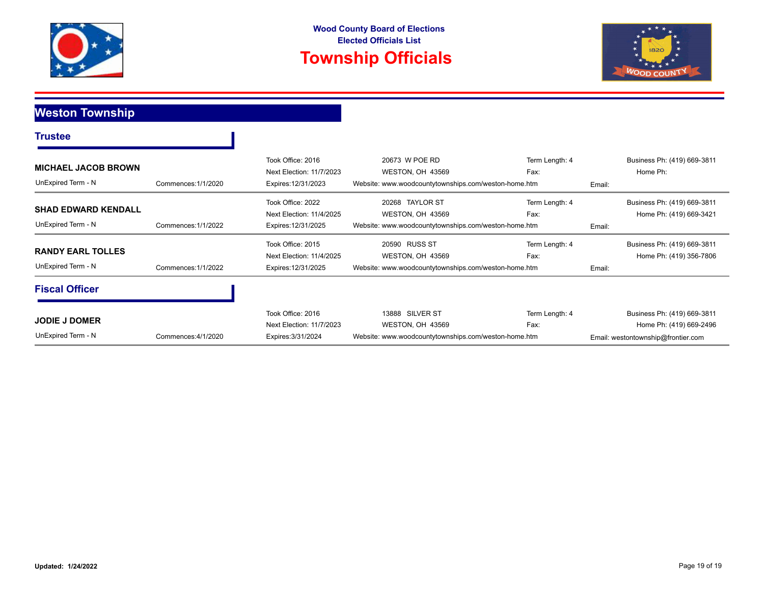Wood County Board of Elections
Elected Officials List

# Township Officials

## Weston Township

### Trustee

**MICHAEL JACOB BROWN**

UnExpired Term - N | Commences:1/1/2020 | Took Office: 2016 | Next Election: 11/7/2023 | Expires:12/31/2023

20673 W POE RD
WESTON, OH 43569
Website: www.woodcountytownships.com/weston-home.htm

Term Length: 4
Fax:
Email:

Business Ph: (419) 669-3811
Home Ph:

---

**SHAD EDWARD KENDALL**

UnExpired Term - N | Commences:1/1/2022 | Took Office: 2022 | Next Election: 11/4/2025 | Expires:12/31/2025

20268 TAYLOR ST
WESTON, OH 43569
Website: www.woodcountytownships.com/weston-home.htm

Term Length: 4
Fax:
Email:

Business Ph: (419) 669-3811
Home Ph: (419) 669-3421

---

**RANDY EARL TOLLES**

UnExpired Term - N | Commences:1/1/2022 | Took Office: 2015 | Next Election: 11/4/2025 | Expires:12/31/2025

20590 RUSS ST
WESTON, OH 43569
Website: www.woodcountytownships.com/weston-home.htm

Term Length: 4
Fax:
Email:

Business Ph: (419) 669-3811
Home Ph: (419) 356-7806

### Fiscal Officer

**JODIE J DOMER**

UnExpired Term - N | Commences:4/1/2020 | Took Office: 2016 | Next Election: 11/7/2023 | Expires:3/31/2024

13888 SILVER ST
WESTON, OH 43569
Website: www.woodcountytownships.com/weston-home.htm

Term Length: 4
Fax:
Email: westontownship@frontier.com

Business Ph: (419) 669-3811
Home Ph: (419) 669-2496

**Updated: 1/24/2022**